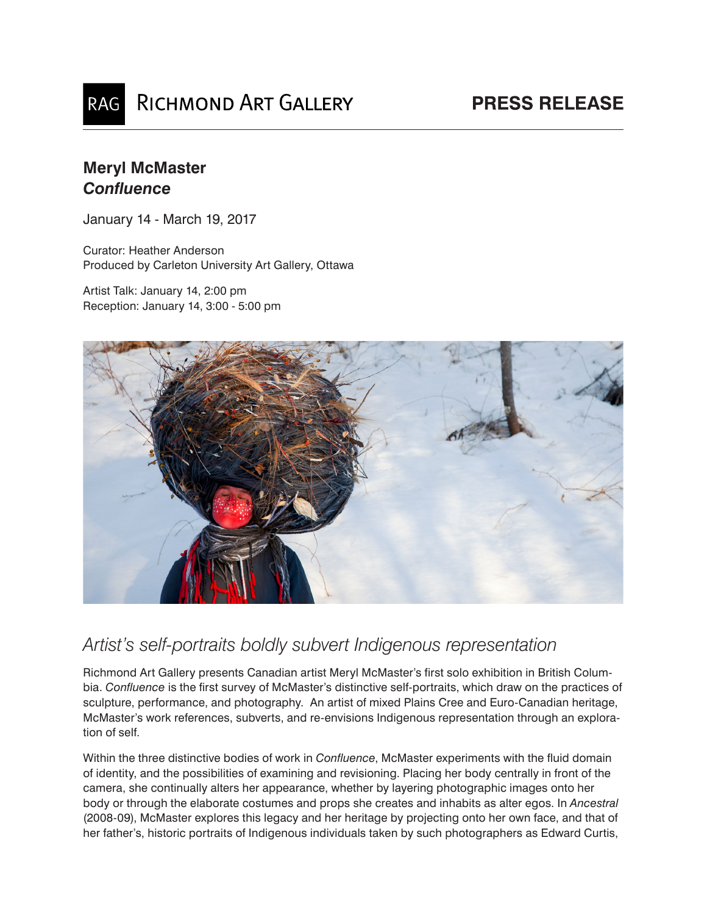RAG RICHMOND ART GALLERY

**PRESS RELEASE**

## Meryl McMaster
## *Confluence*

January 14 - March 19, 2017

Curator: Heather Anderson
Produced by Carleton University Art Gallery, Ottawa

Artist Talk: January 14, 2:00 pm
Reception: January 14, 3:00 - 5:00 pm

## *Artist's self-portraits boldly subvert Indigenous representation*

Richmond Art Gallery presents Canadian artist Meryl McMaster's first solo exhibition in British Columbia. *Confluence* is the first survey of McMaster's distinctive self-portraits, which draw on the practices of sculpture, performance, and photography. An artist of mixed Plains Cree and Euro-Canadian heritage, McMaster's work references, subverts, and re-envisions Indigenous representation through an exploration of self.

Within the three distinctive bodies of work in *Confluence*, McMaster experiments with the fluid domain of identity, and the possibilities of examining and revisioning. Placing her body centrally in front of the camera, she continually alters her appearance, whether by layering photographic images onto her body or through the elaborate costumes and props she creates and inhabits as alter egos. In *Ancestral* (2008-09), McMaster explores this legacy and her heritage by projecting onto her own face, and that of her father's, historic portraits of Indigenous individuals taken by such photographers as Edward Curtis,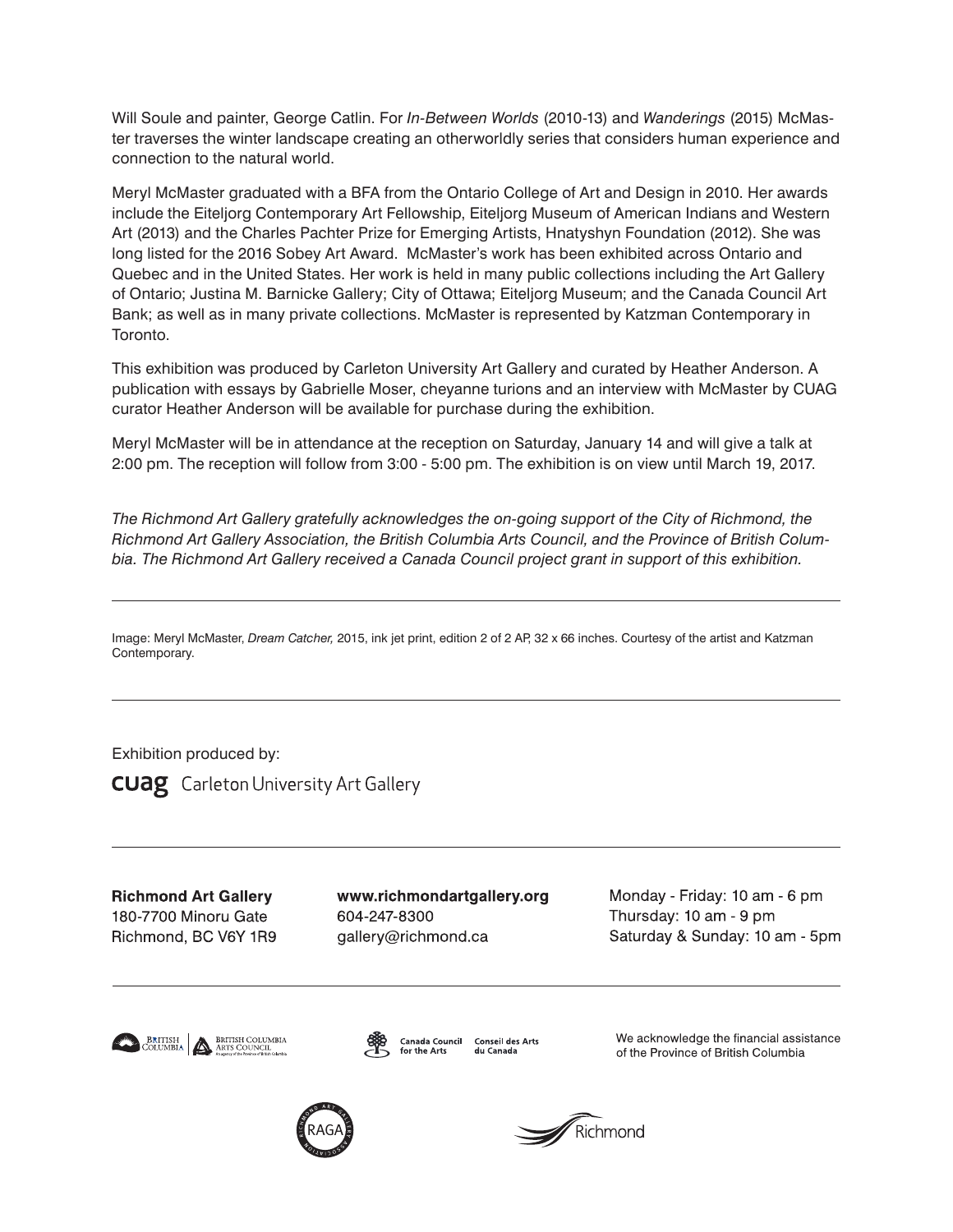Will Soule and painter, George Catlin. For *In-Between Worlds* (2010-13) and *Wanderings* (2015) McMaster traverses the winter landscape creating an otherworldly series that considers human experience and connection to the natural world.

Meryl McMaster graduated with a BFA from the Ontario College of Art and Design in 2010. Her awards include the Eiteljorg Contemporary Art Fellowship, Eiteljorg Museum of American Indians and Western Art (2013) and the Charles Pachter Prize for Emerging Artists, Hnatyshyn Foundation (2012). She was long listed for the 2016 Sobey Art Award. McMaster's work has been exhibited across Ontario and Quebec and in the United States. Her work is held in many public collections including the Art Gallery of Ontario; Justina M. Barnicke Gallery; City of Ottawa; Eiteljorg Museum; and the Canada Council Art Bank; as well as in many private collections. McMaster is represented by Katzman Contemporary in Toronto.

This exhibition was produced by Carleton University Art Gallery and curated by Heather Anderson. A publication with essays by Gabrielle Moser, cheyanne turions and an interview with McMaster by CUAG curator Heather Anderson will be available for purchase during the exhibition.

Meryl McMaster will be in attendance at the reception on Saturday, January 14 and will give a talk at 2:00 pm. The reception will follow from 3:00 - 5:00 pm. The exhibition is on view until March 19, 2017.

*The Richmond Art Gallery gratefully acknowledges the on-going support of the City of Richmond, the Richmond Art Gallery Association, the British Columbia Arts Council, and the Province of British Columbia. The Richmond Art Gallery received a Canada Council project grant in support of this exhibition.*

---

Image: Meryl McMaster, *Dream Catcher,* 2015, ink jet print, edition 2 of 2 AP, 32 x 66 inches. Courtesy of the artist and Katzman Contemporary.

---

Exhibition produced by:

**cuag** Carleton University Art Gallery

---

**Richmond Art Gallery**
180-7700 Minoru Gate
Richmond, BC V6Y 1R9

**www.richmondartgallery.org**
604-247-8300
gallery@richmond.ca

Monday - Friday: 10 am - 6 pm
Thursday: 10 am - 9 pm
Saturday & Sunday: 10 am - 5pm

---

British Columbia | British Columbia Arts Council

Canada Council for the Arts | Conseil des Arts du Canada

We acknowledge the financial assistance of the Province of British Columbia

RAGA

Richmond